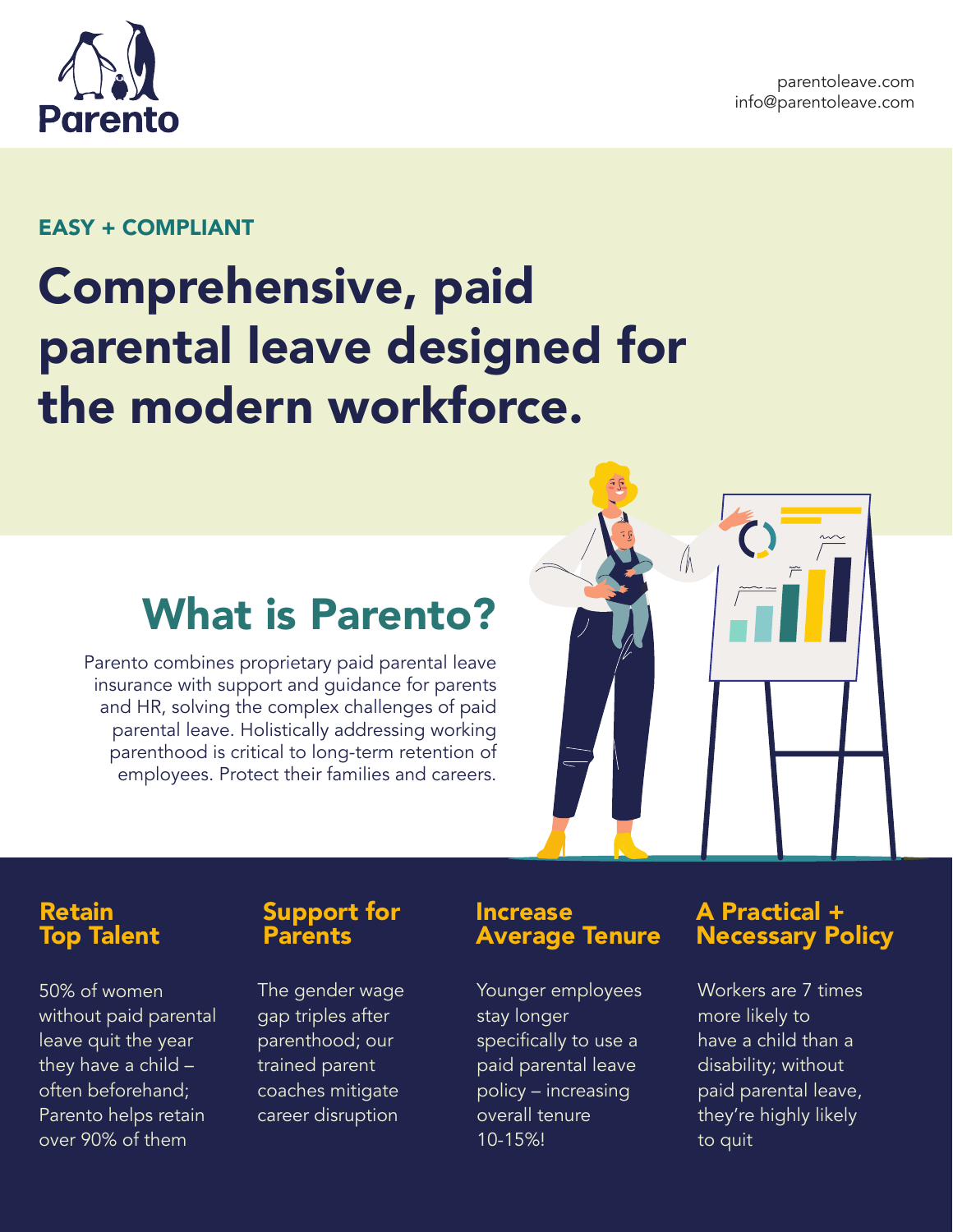Parento

parentoleave.com
info@parentoleave.com

EASY + COMPLIANT

# Comprehensive, paid parental leave designed for the modern workforce.

## What is Parento?

Parento combines proprietary paid parental leave insurance with support and guidance for parents and HR, solving the complex challenges of paid parental leave. Holistically addressing working parenthood is critical to long-term retention of employees. Protect their families and careers.

### Retain Top Talent

50% of women without paid parental leave quit the year they have a child – often beforehand; Parento helps retain over 90% of them

### Support for Parents

The gender wage gap triples after parenthood; our trained parent coaches mitigate career disruption

### Increase Average Tenure

Younger employees stay longer specifically to use a paid parental leave policy – increasing overall tenure 10-15%!

### A Practical + Necessary Policy

Workers are 7 times more likely to have a child than a disability; without paid parental leave, they're highly likely to quit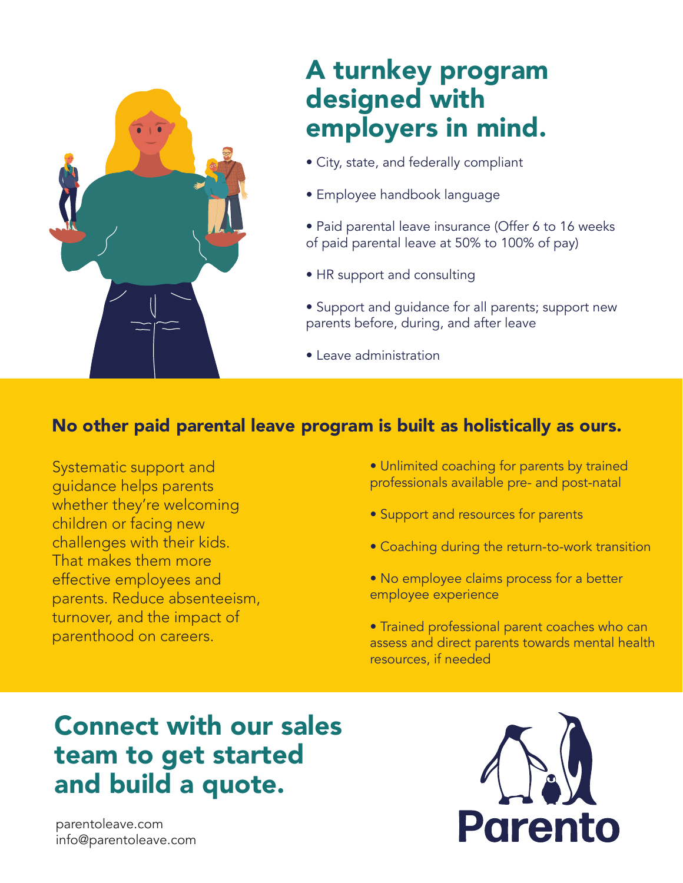# A turnkey program designed with employers in mind.

- City, state, and federally compliant
- Employee handbook language
- Paid parental leave insurance (Offer 6 to 16 weeks of paid parental leave at 50% to 100% of pay)
- HR support and consulting
- Support and guidance for all parents; support new parents before, during, and after leave
- Leave administration

## No other paid parental leave program is built as holistically as ours.

Systematic support and guidance helps parents whether they're welcoming children or facing new challenges with their kids. That makes them more effective employees and parents. Reduce absenteeism, turnover, and the impact of parenthood on careers.

- Unlimited coaching for parents by trained professionals available pre- and post-natal
- Support and resources for parents
- Coaching during the return-to-work transition
- No employee claims process for a better employee experience
- Trained professional parent coaches who can assess and direct parents towards mental health resources, if needed

# Connect with our sales team to get started and build a quote.

parentoleave.com
info@parentoleave.com

Parento